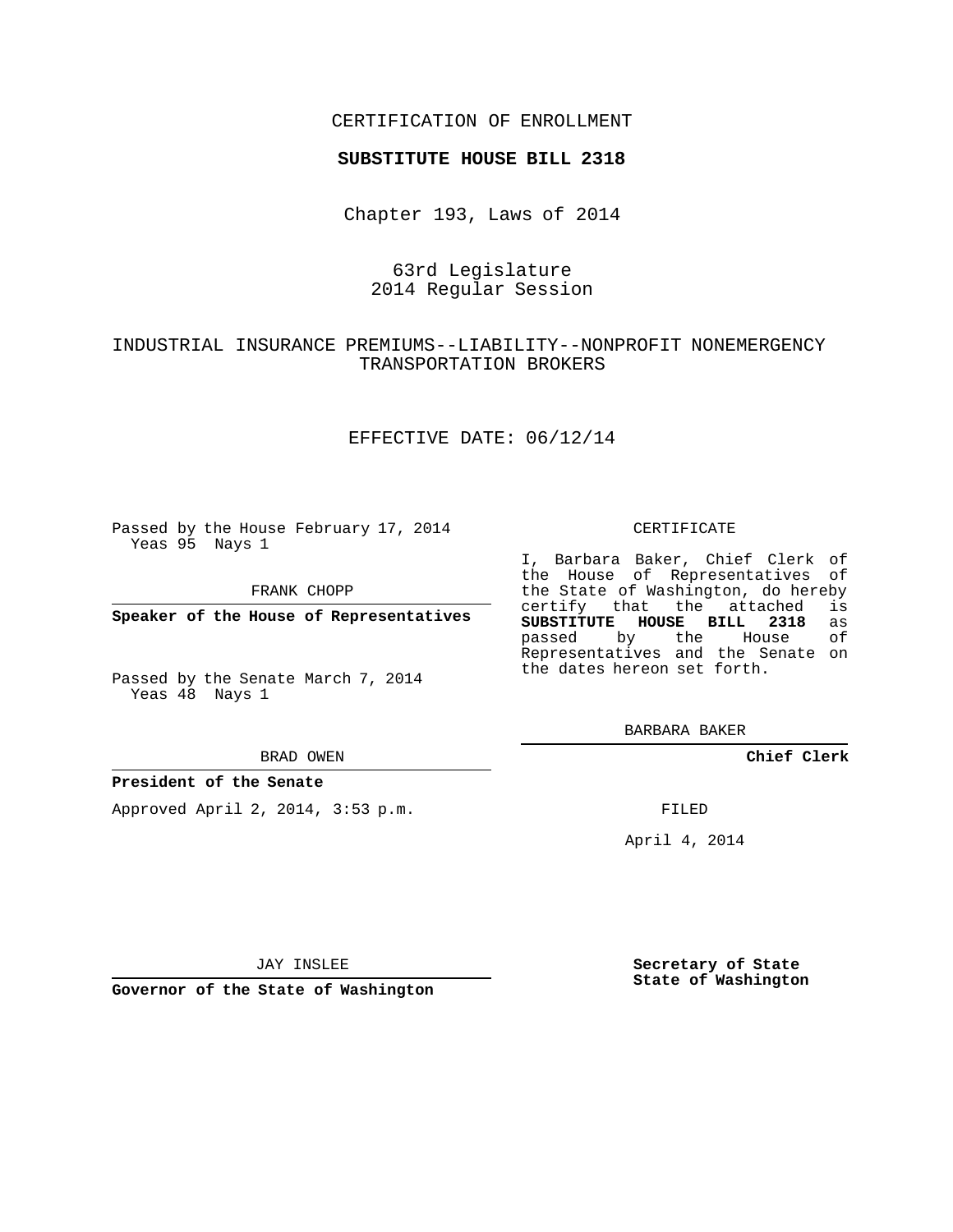CERTIFICATION OF ENROLLMENT

**SUBSTITUTE HOUSE BILL 2318**

Chapter 193, Laws of 2014

63rd Legislature
2014 Regular Session

INDUSTRIAL INSURANCE PREMIUMS--LIABILITY--NONPROFIT NONEMERGENCY TRANSPORTATION BROKERS

EFFECTIVE DATE: 06/12/14

Passed by the House February 17, 2014
Yeas 95 Nays 1

FRANK CHOPP

**Speaker of the House of Representatives**

Passed by the Senate March 7, 2014
Yeas 48 Nays 1

BRAD OWEN

**President of the Senate**

Approved April 2, 2014, 3:53 p.m.

JAY INSLEE

**Governor of the State of Washington**

CERTIFICATE

I, Barbara Baker, Chief Clerk of the House of Representatives of the State of Washington, do hereby certify that the attached is **SUBSTITUTE HOUSE BILL 2318** as passed by the House of Representatives and the Senate on the dates hereon set forth.

BARBARA BAKER

**Chief Clerk**

FILED

April 4, 2014

**Secretary of State**
**State of Washington**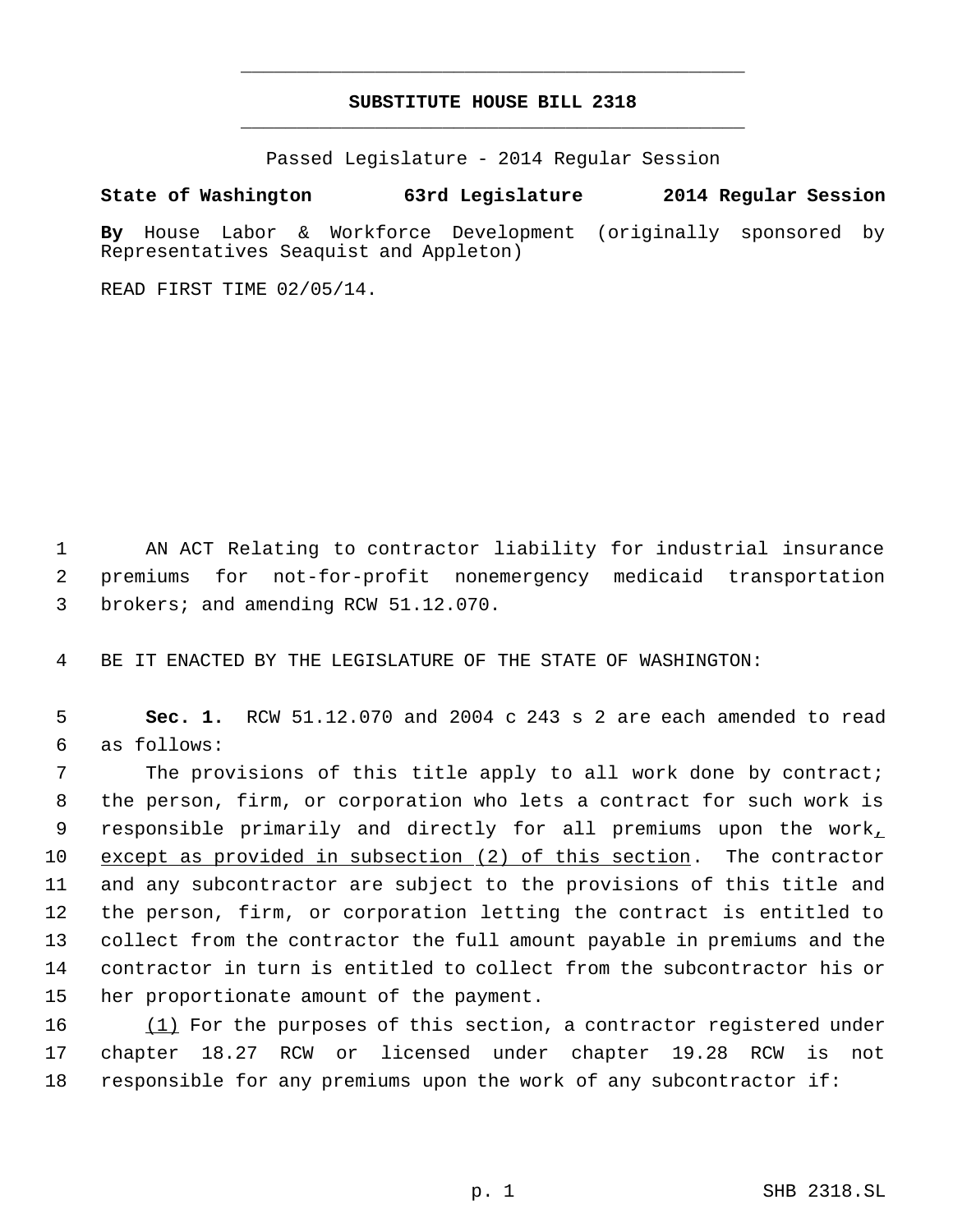# SUBSTITUTE HOUSE BILL 2318

Passed Legislature - 2014 Regular Session

**State of Washington 63rd Legislature 2014 Regular Session**

**By** House Labor & Workforce Development (originally sponsored by Representatives Seaquist and Appleton)

READ FIRST TIME 02/05/14.

AN ACT Relating to contractor liability for industrial insurance premiums for not-for-profit nonemergency medicaid transportation brokers; and amending RCW 51.12.070.

BE IT ENACTED BY THE LEGISLATURE OF THE STATE OF WASHINGTON:

**Sec. 1.** RCW 51.12.070 and 2004 c 243 s 2 are each amended to read as follows:

The provisions of this title apply to all work done by contract; the person, firm, or corporation who lets a contract for such work is responsible primarily and directly for all premiums upon the work, except as provided in subsection (2) of this section. The contractor and any subcontractor are subject to the provisions of this title and the person, firm, or corporation letting the contract is entitled to collect from the contractor the full amount payable in premiums and the contractor in turn is entitled to collect from the subcontractor his or her proportionate amount of the payment.

(1) For the purposes of this section, a contractor registered under chapter 18.27 RCW or licensed under chapter 19.28 RCW is not responsible for any premiums upon the work of any subcontractor if: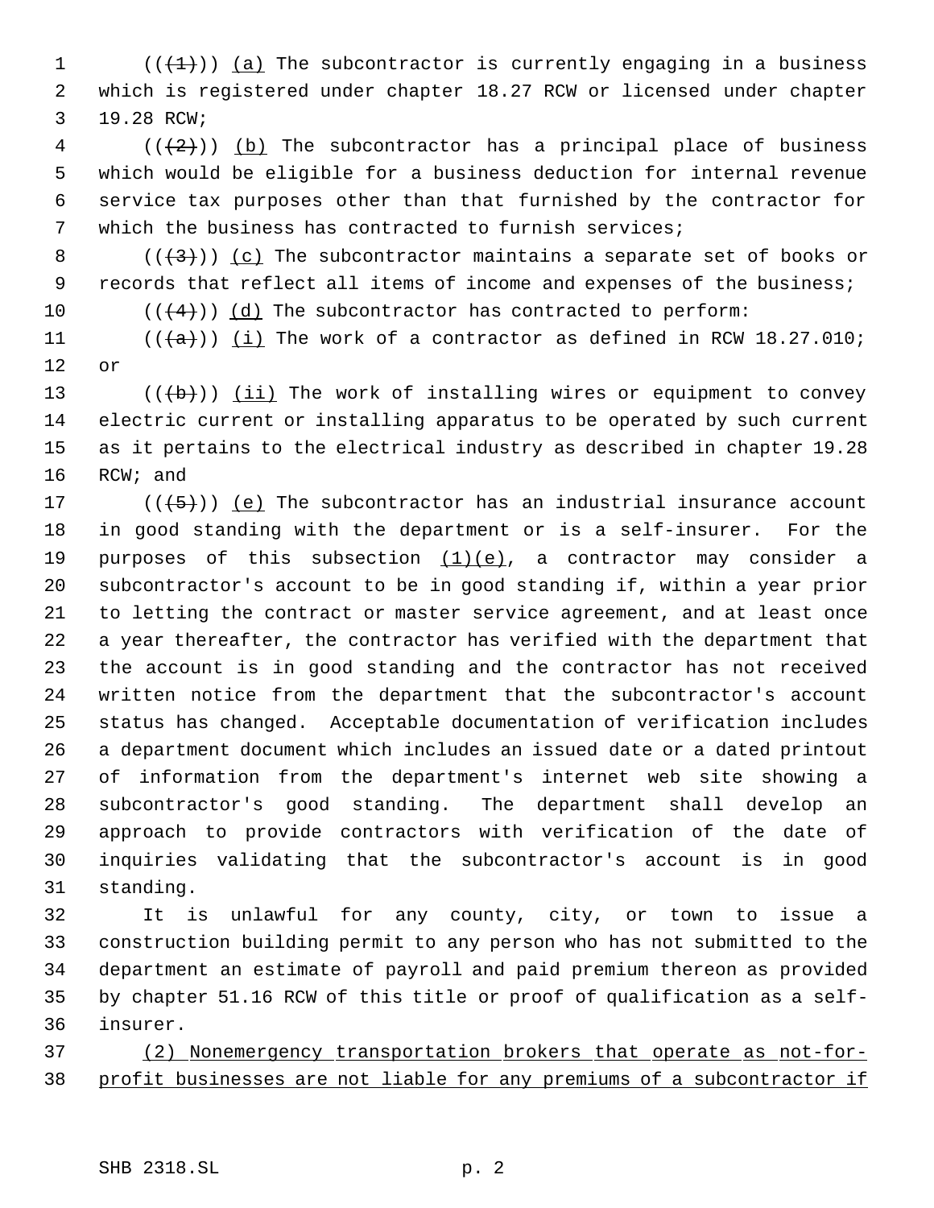(~~(1)~~) (a) The subcontractor is currently engaging in a business which is registered under chapter 18.27 RCW or licensed under chapter 19.28 RCW;

(~~(2)~~) (b) The subcontractor has a principal place of business which would be eligible for a business deduction for internal revenue service tax purposes other than that furnished by the contractor for which the business has contracted to furnish services;

(~~(3)~~) (c) The subcontractor maintains a separate set of books or records that reflect all items of income and expenses of the business;

(~~(4)~~) (d) The subcontractor has contracted to perform:

(~~(a)~~) (i) The work of a contractor as defined in RCW 18.27.010; or

(~~(b)~~) (ii) The work of installing wires or equipment to convey electric current or installing apparatus to be operated by such current as it pertains to the electrical industry as described in chapter 19.28 RCW; and

(~~(5)~~) (e) The subcontractor has an industrial insurance account in good standing with the department or is a self-insurer. For the purposes of this subsection (1)(e), a contractor may consider a subcontractor's account to be in good standing if, within a year prior to letting the contract or master service agreement, and at least once a year thereafter, the contractor has verified with the department that the account is in good standing and the contractor has not received written notice from the department that the subcontractor's account status has changed. Acceptable documentation of verification includes a department document which includes an issued date or a dated printout of information from the department's internet web site showing a subcontractor's good standing. The department shall develop an approach to provide contractors with verification of the date of inquiries validating that the subcontractor's account is in good standing.

It is unlawful for any county, city, or town to issue a construction building permit to any person who has not submitted to the department an estimate of payroll and paid premium thereon as provided by chapter 51.16 RCW of this title or proof of qualification as a self-insurer.

(2) Nonemergency transportation brokers that operate as not-for-profit businesses are not liable for any premiums of a subcontractor if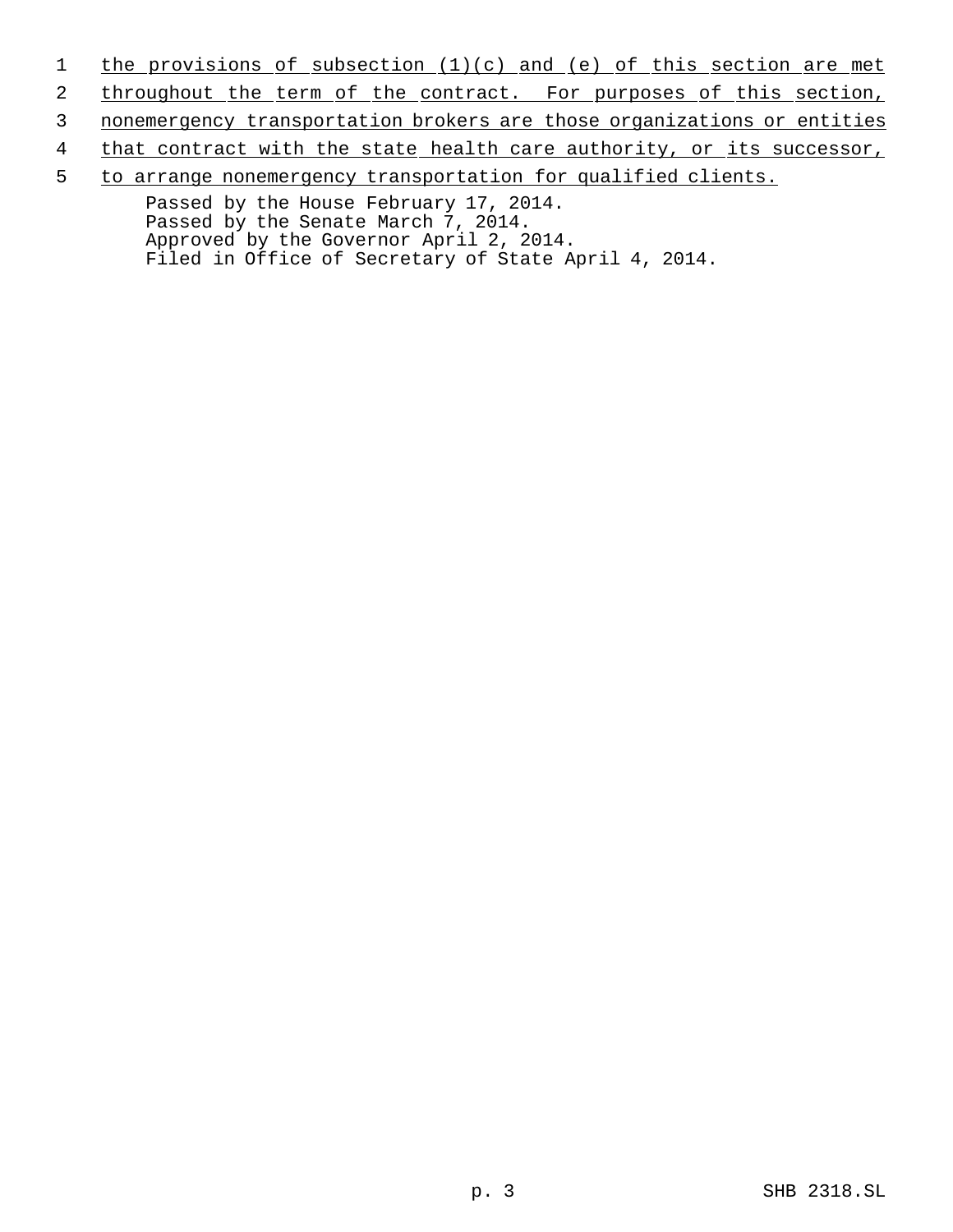the provisions of subsection (1)(c) and (e) of this section are met throughout the term of the contract. For purposes of this section, nonemergency transportation brokers are those organizations or entities that contract with the state health care authority, or its successor, to arrange nonemergency transportation for qualified clients.

Passed by the House February 17, 2014.
Passed by the Senate March 7, 2014.
Approved by the Governor April 2, 2014.
Filed in Office of Secretary of State April 4, 2014.